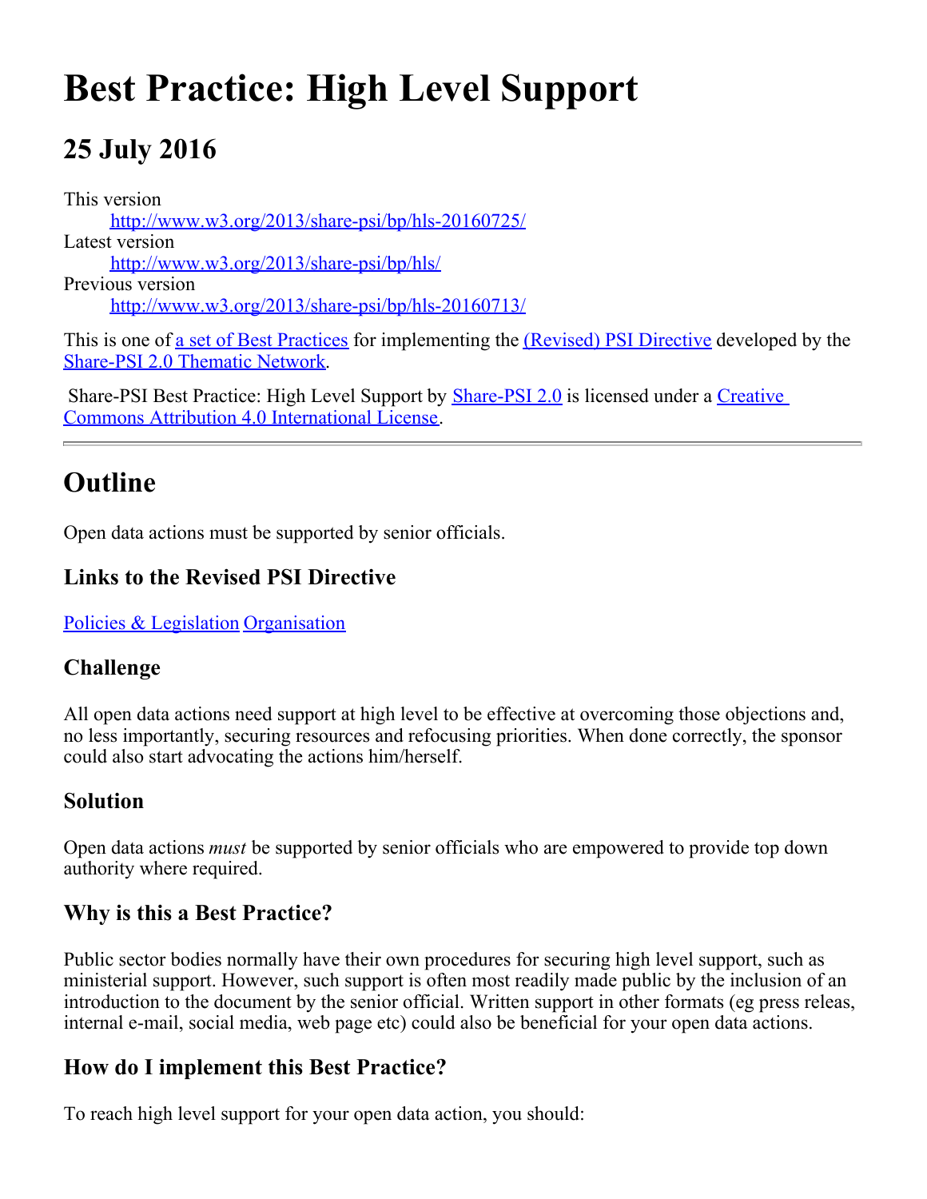# Best Practice: High Level Support

## 25 July 2016

This version
: [http://www.w3.org/2013/share-psi/bp/hls-20160725/](http://www.w3.org/2013/share-psi/bp/hls-20160725/)

Latest version
: [http://www.w3.org/2013/share-psi/bp/hls/](http://www.w3.org/2013/share-psi/bp/hls/)

Previous version
: [http://www.w3.org/2013/share-psi/bp/hls-20160713/](http://www.w3.org/2013/share-psi/bp/hls-20160713/)

This is one of a set of Best Practices for implementing the (Revised) PSI Directive developed by the Share-PSI 2.0 Thematic Network.

Share-PSI Best Practice: High Level Support by Share-PSI 2.0 is licensed under a Creative Commons Attribution 4.0 International License.

---

## Outline

Open data actions must be supported by senior officials.

### Links to the Revised PSI Directive

Policies & Legislation Organisation

### Challenge

All open data actions need support at high level to be effective at overcoming those objections and, no less importantly, securing resources and refocusing priorities. When done correctly, the sponsor could also start advocating the actions him/herself.

### Solution

Open data actions *must* be supported by senior officials who are empowered to provide top down authority where required.

### Why is this a Best Practice?

Public sector bodies normally have their own procedures for securing high level support, such as ministerial support. However, such support is often most readily made public by the inclusion of an introduction to the document by the senior official. Written support in other formats (eg press releas, internal e-mail, social media, web page etc) could also be beneficial for your open data actions.

### How do I implement this Best Practice?

To reach high level support for your open data action, you should: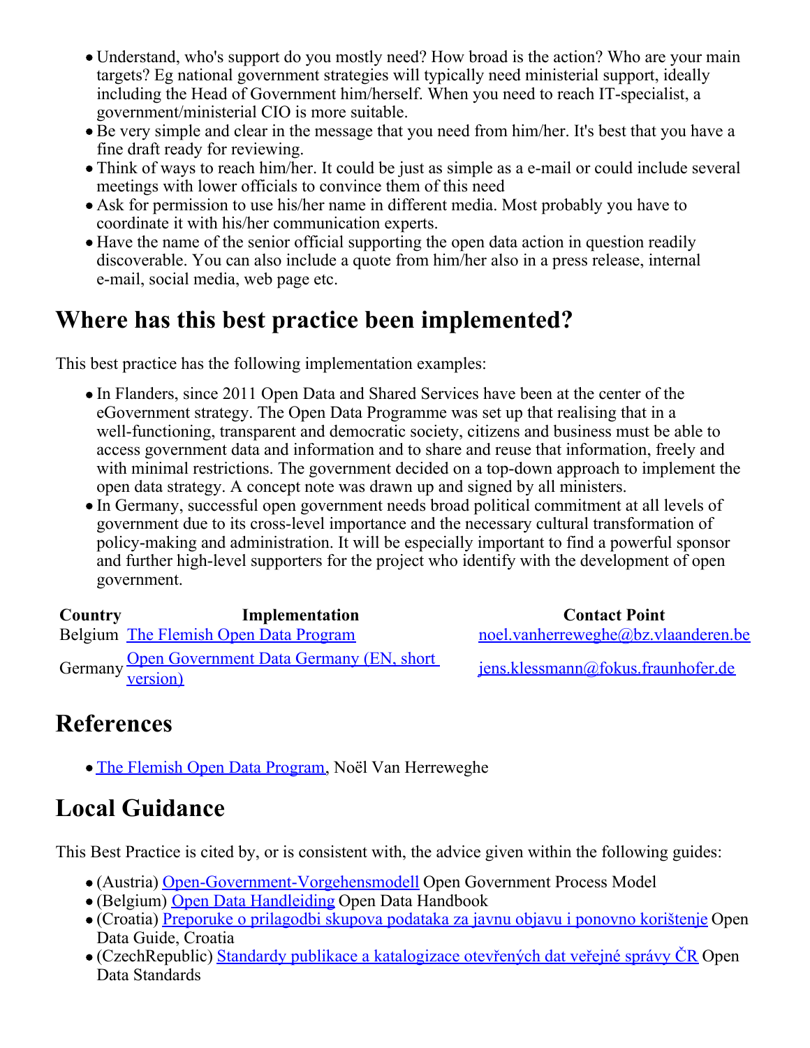- Understand, who's support do you mostly need? How broad is the action? Who are your main targets? Eg national government strategies will typically need ministerial support, ideally including the Head of Government him/herself. When you need to reach IT-specialist, a government/ministerial CIO is more suitable.
- Be very simple and clear in the message that you need from him/her. It's best that you have a fine draft ready for reviewing.
- Think of ways to reach him/her. It could be just as simple as a e-mail or could include several meetings with lower officials to convince them of this need
- Ask for permission to use his/her name in different media. Most probably you have to coordinate it with his/her communication experts.
- Have the name of the senior official supporting the open data action in question readily discoverable. You can also include a quote from him/her also in a press release, internal e-mail, social media, web page etc.

## Where has this best practice been implemented?

This best practice has the following implementation examples:

- In Flanders, since 2011 Open Data and Shared Services have been at the center of the eGovernment strategy. The Open Data Programme was set up that realising that in a well-functioning, transparent and democratic society, citizens and business must be able to access government data and information and to share and reuse that information, freely and with minimal restrictions. The government decided on a top-down approach to implement the open data strategy. A concept note was drawn up and signed by all ministers.
- In Germany, successful open government needs broad political commitment at all levels of government due to its cross-level importance and the necessary cultural transformation of policy-making and administration. It will be especially important to find a powerful sponsor and further high-level supporters for the project who identify with the development of open government.

| Country | Implementation | Contact Point |
| --- | --- | --- |
| Belgium | The Flemish Open Data Program | noel.vanherreweghe@bz.vlaanderen.be |
| Germany | Open Government Data Germany (EN, short version) | jens.klessmann@fokus.fraunhofer.de |

## References

- The Flemish Open Data Program, Noël Van Herreweghe

## Local Guidance

This Best Practice is cited by, or is consistent with, the advice given within the following guides:

- (Austria) Open-Government-Vorgehensmodell Open Government Process Model
- (Belgium) Open Data Handleiding Open Data Handbook
- (Croatia) Preporuke o prilagodbi skupova podataka za javnu objavu i ponovno korištenje Open Data Guide, Croatia
- (CzechRepublic) Standardy publikace a katalogizace otevřených dat veřejné správy ČR Open Data Standards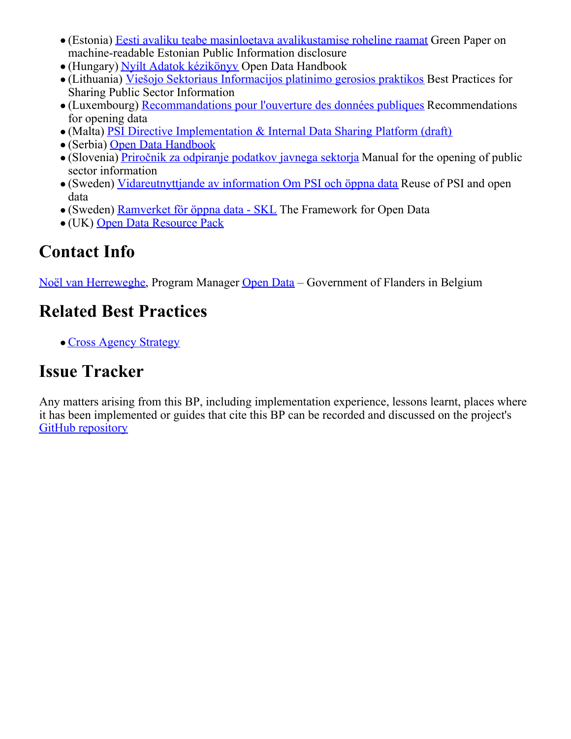- (Estonia) Eesti avaliku teabe masinloetava avalikustamise roheline raamat Green Paper on machine-readable Estonian Public Information disclosure
- (Hungary) Nyílt Adatok kézikönyv Open Data Handbook
- (Lithuania) Viešojo Sektoriaus Informacijos platinimo gerosios praktikos Best Practices for Sharing Public Sector Information
- (Luxembourg) Recommandations pour l'ouverture des données publiques Recommendations for opening data
- (Malta) PSI Directive Implementation & Internal Data Sharing Platform (draft)
- (Serbia) Open Data Handbook
- (Slovenia) Priročnik za odpiranje podatkov javnega sektorja Manual for the opening of public sector information
- (Sweden) Vidareutnyttjande av information Om PSI och öppna data Reuse of PSI and open data
- (Sweden) Ramverket för öppna data - SKL The Framework for Open Data
- (UK) Open Data Resource Pack

## Contact Info

Noël van Herreweghe, Program Manager Open Data – Government of Flanders in Belgium

## Related Best Practices

- Cross Agency Strategy

## Issue Tracker

Any matters arising from this BP, including implementation experience, lessons learnt, places where it has been implemented or guides that cite this BP can be recorded and discussed on the project's GitHub repository